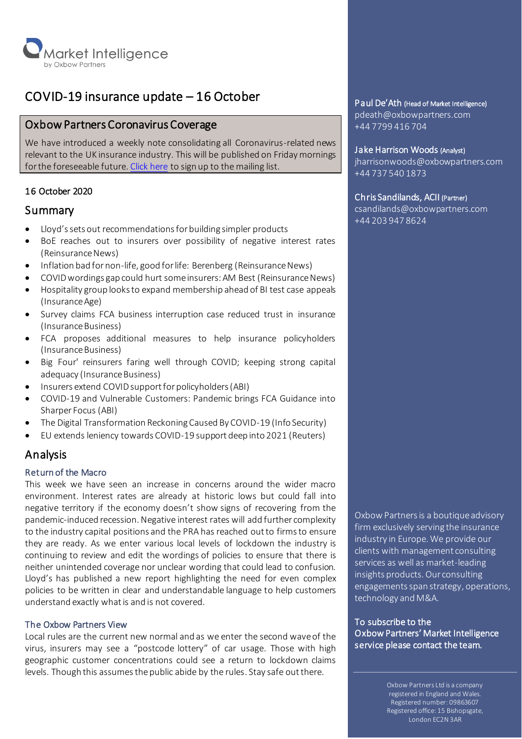Market Intelligence
by Oxbow Partners

# COVID-19 insurance update – 16 October

## Oxbow Partners Coronavirus Coverage

We have introduced a weekly note consolidating all Coronavirus-related news relevant to the UK insurance industry. This will be published on Friday mornings for the foreseeable future. Click here to sign up to the mailing list.

16 October 2020

## Summary

- Lloyd's sets out recommendations for building simpler products
- BoE reaches out to insurers over possibility of negative interest rates (Reinsurance News)
- Inflation bad for non-life, good for life: Berenberg (Reinsurance News)
- COVID wordings gap could hurt some insurers: AM Best (Reinsurance News)
- Hospitality group looks to expand membership ahead of BI test case appeals (Insurance Age)
- Survey claims FCA business interruption case reduced trust in insurance (Insurance Business)
- FCA proposes additional measures to help insurance policyholders (Insurance Business)
- Big Four' reinsurers faring well through COVID; keeping strong capital adequacy (Insurance Business)
- Insurers extend COVID support for policyholders (ABI)
- COVID-19 and Vulnerable Customers: Pandemic brings FCA Guidance into Sharper Focus (ABI)
- The Digital Transformation Reckoning Caused By COVID-19 (Info Security)
- EU extends leniency towards COVID-19 support deep into 2021 (Reuters)

## Analysis

### Return of the Macro

This week we have seen an increase in concerns around the wider macro environment. Interest rates are already at historic lows but could fall into negative territory if the economy doesn't show signs of recovering from the pandemic-induced recession. Negative interest rates will add further complexity to the industry capital positions and the PRA has reached out to firms to ensure they are ready. As we enter various local levels of lockdown the industry is continuing to review and edit the wordings of policies to ensure that there is neither unintended coverage nor unclear wording that could lead to confusion. Lloyd's has published a new report highlighting the need for even complex policies to be written in clear and understandable language to help customers understand exactly what is and is not covered.

### The Oxbow Partners View

Local rules are the current new normal and as we enter the second wave of the virus, insurers may see a "postcode lottery" of car usage. Those with high geographic customer concentrations could see a return to lockdown claims levels. Though this assumes the public abide by the rules. Stay safe out there.

**Paul De'Ath** (Head of Market Intelligence)
pdeath@oxbowpartners.com
+44 7799 416 704

**Jake Harrison Woods** (Analyst)
jharrisonwoods@oxbowpartners.com
+44 737 540 1873

**Chris Sandilands, ACII** (Partner)
csandilands@oxbowpartners.com
+44 203 947 8624

Oxbow Partners is a boutique advisory firm exclusively serving the insurance industry in Europe. We provide our clients with management consulting services as well as market-leading insights products. Our consulting engagements span strategy, operations, technology and M&A.

**To subscribe to the Oxbow Partners' Market Intelligence service please contact the team.**

Oxbow Partners Ltd is a company registered in England and Wales. Registered number: 09863607 Registered office: 15 Bishopsgate, London EC2N 3AR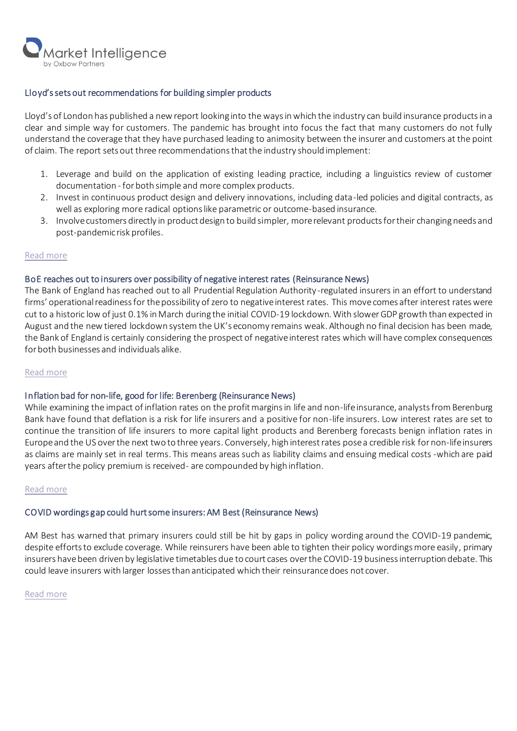## Lloyd's sets out recommendations for building simpler products

Lloyd's of London has published a new report looking into the ways in which the industry can build insurance products in a clear and simple way for customers. The pandemic has brought into focus the fact that many customers do not fully understand the coverage that they have purchased leading to animosity between the insurer and customers at the point of claim. The report sets out three recommendations that the industry should implement:

1. Leverage and build on the application of existing leading practice, including a linguistics review of customer documentation - for both simple and more complex products.
2. Invest in continuous product design and delivery innovations, including data-led policies and digital contracts, as well as exploring more radical options like parametric or outcome-based insurance.
3. Involve customers directly in product design to build simpler, more relevant products for their changing needs and post-pandemic risk profiles.

Read more

## BoE reaches out to insurers over possibility of negative interest rates (Reinsurance News)

The Bank of England has reached out to all Prudential Regulation Authority-regulated insurers in an effort to understand firms' operational readiness for the possibility of zero to negative interest rates. This move comes after interest rates were cut to a historic low of just 0.1% in March during the initial COVID-19 lockdown. With slower GDP growth than expected in August and the new tiered lockdown system the UK's economy remains weak. Although no final decision has been made, the Bank of England is certainly considering the prospect of negative interest rates which will have complex consequences for both businesses and individuals alike.

Read more

## Inflation bad for non-life, good for life: Berenberg (Reinsurance News)

While examining the impact of inflation rates on the profit margins in life and non-life insurance, analysts from Berenburg Bank have found that deflation is a risk for life insurers and a positive for non-life insurers. Low interest rates are set to continue the transition of life insurers to more capital light products and Berenberg forecasts benign inflation rates in Europe and the US over the next two to three years. Conversely, high interest rates pose a credible risk for non-life insurers as claims are mainly set in real terms. This means areas such as liability claims and ensuing medical costs -which are paid years after the policy premium is received- are compounded by high inflation.

Read more

## COVID wordings gap could hurt some insurers: AM Best (Reinsurance News)

AM Best has warned that primary insurers could still be hit by gaps in policy wording around the COVID-19 pandemic, despite efforts to exclude coverage. While reinsurers have been able to tighten their policy wordings more easily, primary insurers have been driven by legislative timetables due to court cases over the COVID-19 business interruption debate. This could leave insurers with larger losses than anticipated which their reinsurance does not cover.

Read more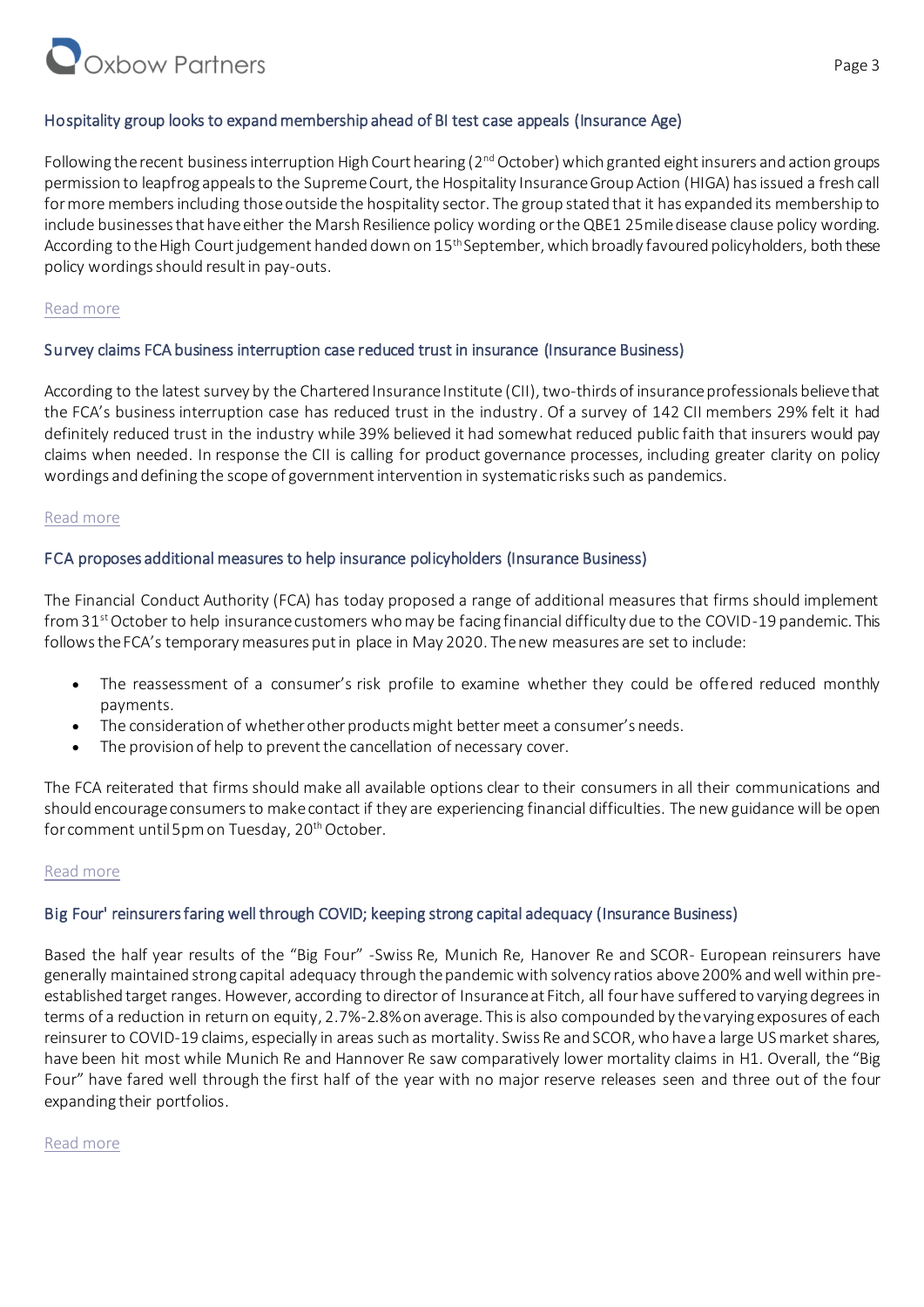### Hospitality group looks to expand membership ahead of BI test case appeals (Insurance Age)

Following the recent business interruption High Court hearing (2nd October) which granted eight insurers and action groups permission to leapfrog appeals to the Supreme Court, the Hospitality Insurance Group Action (HIGA) has issued a fresh call for more members including those outside the hospitality sector. The group stated that it has expanded its membership to include businesses that have either the Marsh Resilience policy wording or the QBE1 25mile disease clause policy wording. According to the High Court judgement handed down on 15th September, which broadly favoured policyholders, both these policy wordings should result in pay-outs.

Read more

### Survey claims FCA business interruption case reduced trust in insurance (Insurance Business)

According to the latest survey by the Chartered Insurance Institute (CII), two-thirds of insurance professionals believe that the FCA's business interruption case has reduced trust in the industry. Of a survey of 142 CII members 29% felt it had definitely reduced trust in the industry while 39% believed it had somewhat reduced public faith that insurers would pay claims when needed. In response the CII is calling for product governance processes, including greater clarity on policy wordings and defining the scope of government intervention in systematic risks such as pandemics.

Read more

### FCA proposes additional measures to help insurance policyholders (Insurance Business)

The Financial Conduct Authority (FCA) has today proposed a range of additional measures that firms should implement from 31st October to help insurance customers who may be facing financial difficulty due to the COVID-19 pandemic. This follows the FCA's temporary measures put in place in May 2020. The new measures are set to include:

- The reassessment of a consumer's risk profile to examine whether they could be offered reduced monthly payments.
- The consideration of whether other products might better meet a consumer's needs.
- The provision of help to prevent the cancellation of necessary cover.

The FCA reiterated that firms should make all available options clear to their consumers in all their communications and should encourage consumers to make contact if they are experiencing financial difficulties. The new guidance will be open for comment until 5pm on Tuesday, 20th October.

Read more

### Big Four' reinsurers faring well through COVID; keeping strong capital adequacy (Insurance Business)

Based the half year results of the "Big Four" -Swiss Re, Munich Re, Hanover Re and SCOR- European reinsurers have generally maintained strong capital adequacy through the pandemic with solvency ratios above 200% and well within pre-established target ranges. However, according to director of Insurance at Fitch, all four have suffered to varying degrees in terms of a reduction in return on equity, 2.7%-2.8% on average. This is also compounded by the varying exposures of each reinsurer to COVID-19 claims, especially in areas such as mortality. Swiss Re and SCOR, who have a large US market shares, have been hit most while Munich Re and Hannover Re saw comparatively lower mortality claims in H1. Overall, the "Big Four" have fared well through the first half of the year with no major reserve releases seen and three out of the four expanding their portfolios.

Read more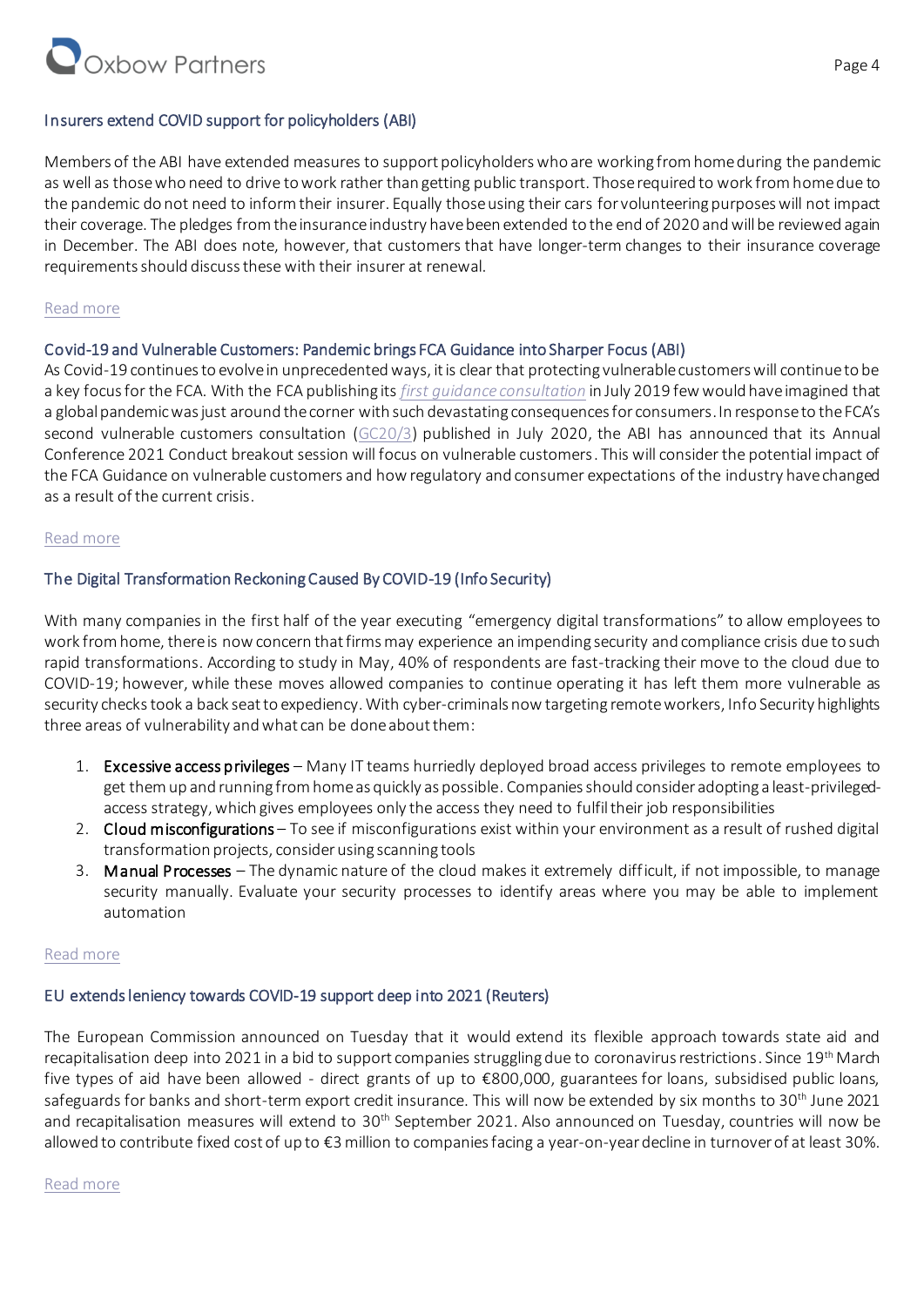### Insurers extend COVID support for policyholders (ABI)

Members of the ABI have extended measures to support policyholders who are working from home during the pandemic as well as those who need to drive to work rather than getting public transport. Those required to work from home due to the pandemic do not need to inform their insurer. Equally those using their cars for volunteering purposes will not impact their coverage. The pledges from the insurance industry have been extended to the end of 2020 and will be reviewed again in December. The ABI does note, however, that customers that have longer-term changes to their insurance coverage requirements should discuss these with their insurer at renewal.

Read more

### Covid-19 and Vulnerable Customers: Pandemic brings FCA Guidance into Sharper Focus (ABI)

As Covid-19 continues to evolve in unprecedented ways, it is clear that protecting vulnerable customers will continue to be a key focus for the FCA. With the FCA publishing its *first guidance consultation* in July 2019 few would have imagined that a global pandemic was just around the corner with such devastating consequences for consumers. In response to the FCA's second vulnerable customers consultation (GC20/3) published in July 2020, the ABI has announced that its Annual Conference 2021 Conduct breakout session will focus on vulnerable customers. This will consider the potential impact of the FCA Guidance on vulnerable customers and how regulatory and consumer expectations of the industry have changed as a result of the current crisis.

Read more

### The Digital Transformation Reckoning Caused By COVID-19 (Info Security)

With many companies in the first half of the year executing "emergency digital transformations" to allow employees to work from home, there is now concern that firms may experience an impending security and compliance crisis due to such rapid transformations. According to study in May, 40% of respondents are fast-tracking their move to the cloud due to COVID-19; however, while these moves allowed companies to continue operating it has left them more vulnerable as security checks took a back seat to expediency. With cyber-criminals now targeting remote workers, Info Security highlights three areas of vulnerability and what can be done about them:

1. **Excessive access privileges** – Many IT teams hurriedly deployed broad access privileges to remote employees to get them up and running from home as quickly as possible. Companies should consider adopting a least-privileged-access strategy, which gives employees only the access they need to fulfil their job responsibilities
2. **Cloud misconfigurations** – To see if misconfigurations exist within your environment as a result of rushed digital transformation projects, consider using scanning tools
3. **Manual Processes** – The dynamic nature of the cloud makes it extremely difficult, if not impossible, to manage security manually. Evaluate your security processes to identify areas where you may be able to implement automation

Read more

### EU extends leniency towards COVID-19 support deep into 2021 (Reuters)

The European Commission announced on Tuesday that it would extend its flexible approach towards state aid and recapitalisation deep into 2021 in a bid to support companies struggling due to coronavirus restrictions. Since 19th March five types of aid have been allowed - direct grants of up to €800,000, guarantees for loans, subsidised public loans, safeguards for banks and short-term export credit insurance. This will now be extended by six months to 30th June 2021 and recapitalisation measures will extend to 30th September 2021. Also announced on Tuesday, countries will now be allowed to contribute fixed cost of up to €3 million to companies facing a year-on-year decline in turnover of at least 30%.

Read more